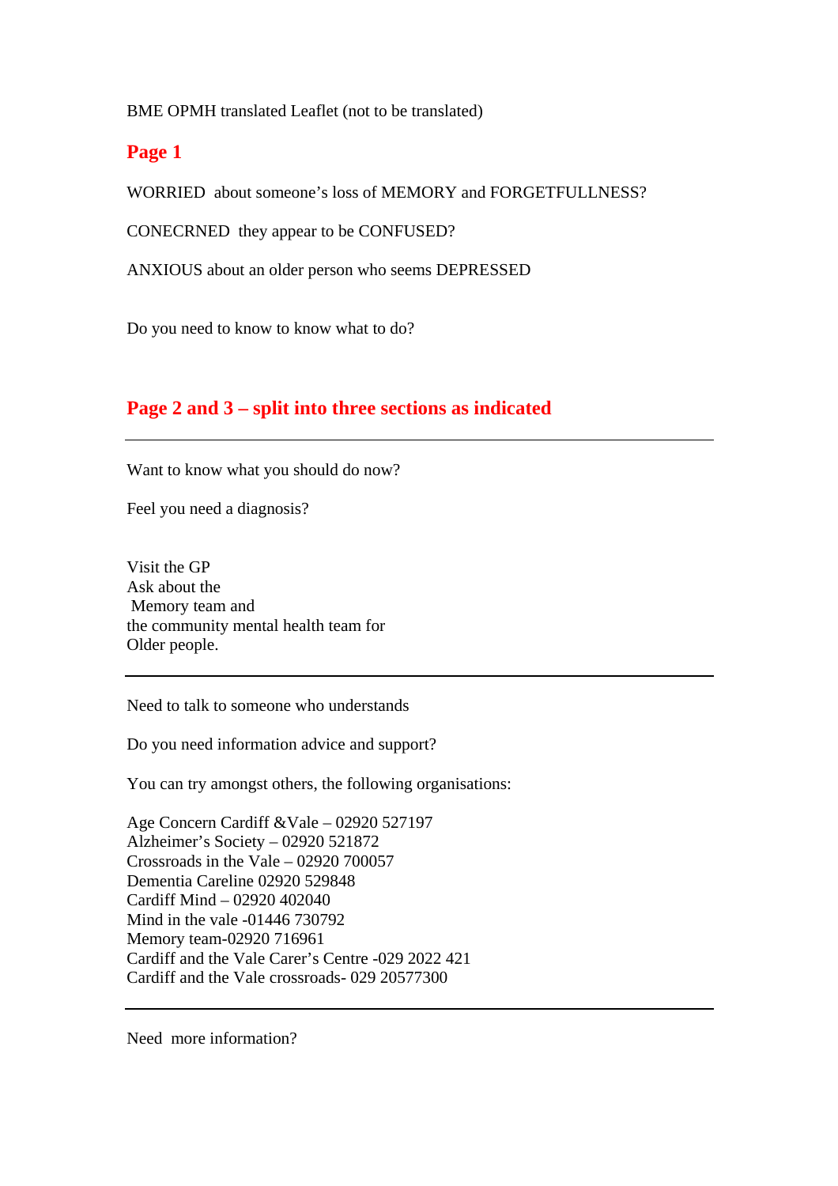BME OPMH translated Leaflet (not to be translated)

## Page 1

WORRIED about someone's loss of MEMORY and FORGETFULLNESS?

CONECRNED they appear to be CONFUSED?

ANXIOUS about an older person who seems DEPRESSED

Do you need to know to know what to do?

## Page 2 and 3 – split into three sections as indicated

---

Want to know what you should do now?

Feel you need a diagnosis?

Visit the GP  
Ask about the  
Memory team and  
the community mental health team for  
Older people.

---

Need to talk to someone who understands

Do you need information advice and support?

You can try amongst others, the following organisations:

Age Concern Cardiff &Vale – 02920 527197  
Alzheimer's Society – 02920 521872  
Crossroads in the Vale – 02920 700057  
Dementia Careline 02920 529848  
Cardiff Mind – 02920 402040  
Mind in the vale -01446 730792  
Memory team-02920 716961  
Cardiff and the Vale Carer's Centre -029 2022 421  
Cardiff and the Vale crossroads- 029 20577300

---

Need more information?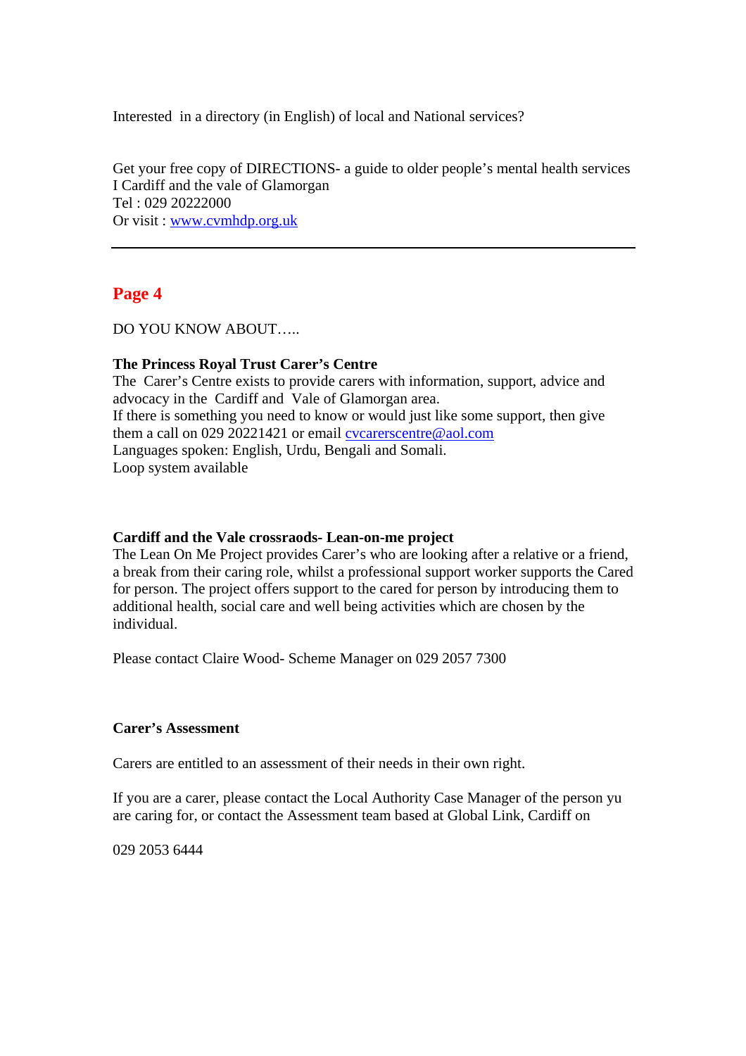Interested in a directory (in English) of local and National services?

Get your free copy of DIRECTIONS- a guide to older people's mental health services I Cardiff and the vale of Glamorgan
Tel : 029 20222000
Or visit : www.cvmhdp.org.uk

---

## Page 4

DO YOU KNOW ABOUT…..

**The Princess Royal Trust Carer's Centre**
The Carer's Centre exists to provide carers with information, support, advice and advocacy in the Cardiff and Vale of Glamorgan area.
If there is something you need to know or would just like some support, then give them a call on 029 20221421 or email cvcarerscentre@aol.com
Languages spoken: English, Urdu, Bengali and Somali.
Loop system available

**Cardiff and the Vale crossraods- Lean-on-me project**
The Lean On Me Project provides Carer's who are looking after a relative or a friend, a break from their caring role, whilst a professional support worker supports the Cared for person. The project offers support to the cared for person by introducing them to additional health, social care and well being activities which are chosen by the individual.

Please contact Claire Wood- Scheme Manager on 029 2057 7300

**Carer's Assessment**

Carers are entitled to an assessment of their needs in their own right.

If you are a carer, please contact the Local Authority Case Manager of the person yu are caring for, or contact the Assessment team based at Global Link, Cardiff on

029 2053 6444